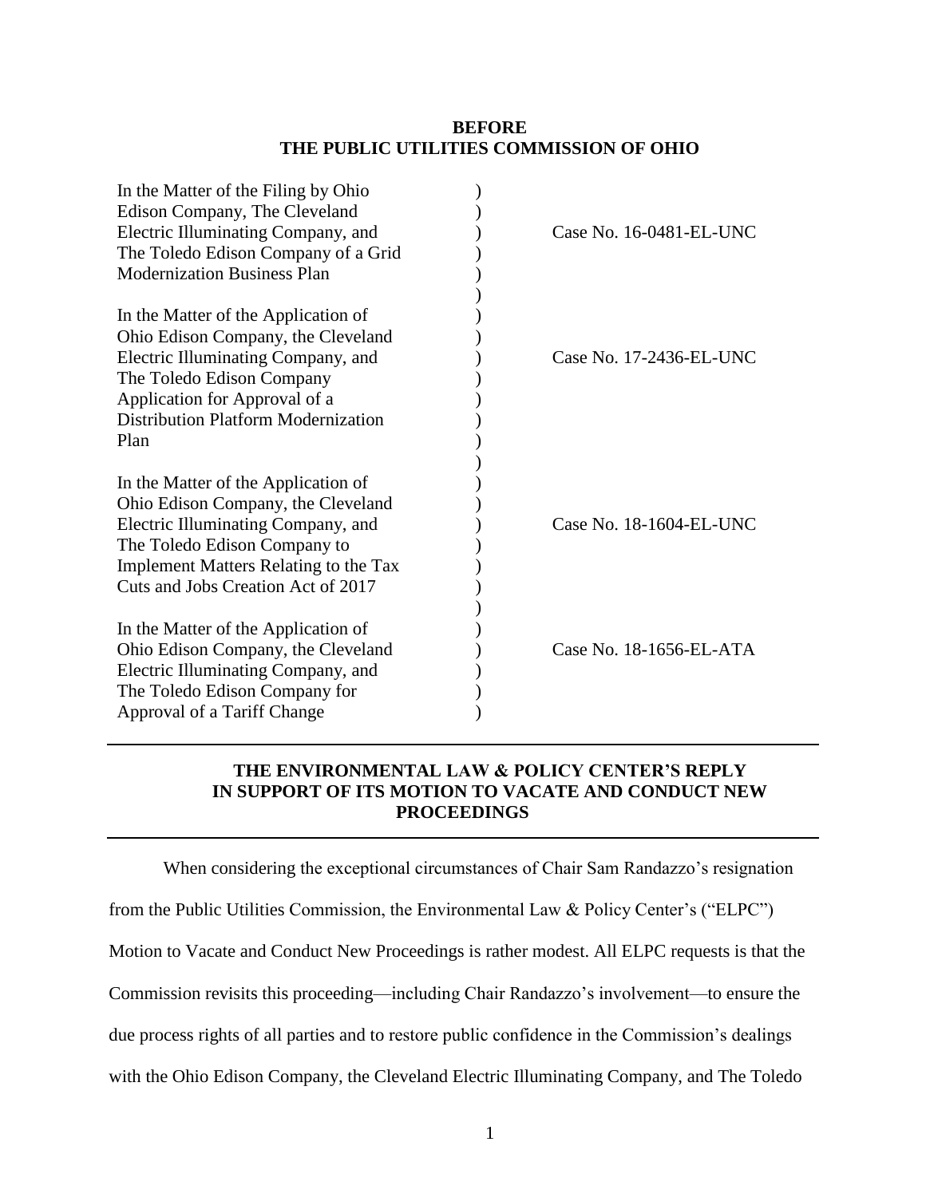**BEFORE**
**THE PUBLIC UTILITIES COMMISSION OF OHIO**

| | | |
|---|---|---|
| In the Matter of the Filing by Ohio Edison Company, The Cleveland Electric Illuminating Company, and The Toledo Edison Company of a Grid Modernization Business Plan | ) | Case No. 16-0481-EL-UNC |
| In the Matter of the Application of Ohio Edison Company, the Cleveland Electric Illuminating Company, and The Toledo Edison Company Application for Approval of a Distribution Platform Modernization Plan | ) | Case No. 17-2436-EL-UNC |
| In the Matter of the Application of Ohio Edison Company, the Cleveland Electric Illuminating Company, and The Toledo Edison Company to Implement Matters Relating to the Tax Cuts and Jobs Creation Act of 2017 | ) | Case No. 18-1604-EL-UNC |
| In the Matter of the Application of Ohio Edison Company, the Cleveland Electric Illuminating Company, and The Toledo Edison Company for Approval of a Tariff Change | ) | Case No. 18-1656-EL-ATA |

---

**THE ENVIRONMENTAL LAW & POLICY CENTER'S REPLY IN SUPPORT OF ITS MOTION TO VACATE AND CONDUCT NEW PROCEEDINGS**

---

When considering the exceptional circumstances of Chair Sam Randazzo's resignation from the Public Utilities Commission, the Environmental Law & Policy Center's ("ELPC") Motion to Vacate and Conduct New Proceedings is rather modest. All ELPC requests is that the Commission revisits this proceeding—including Chair Randazzo's involvement—to ensure the due process rights of all parties and to restore public confidence in the Commission's dealings with the Ohio Edison Company, the Cleveland Electric Illuminating Company, and The Toledo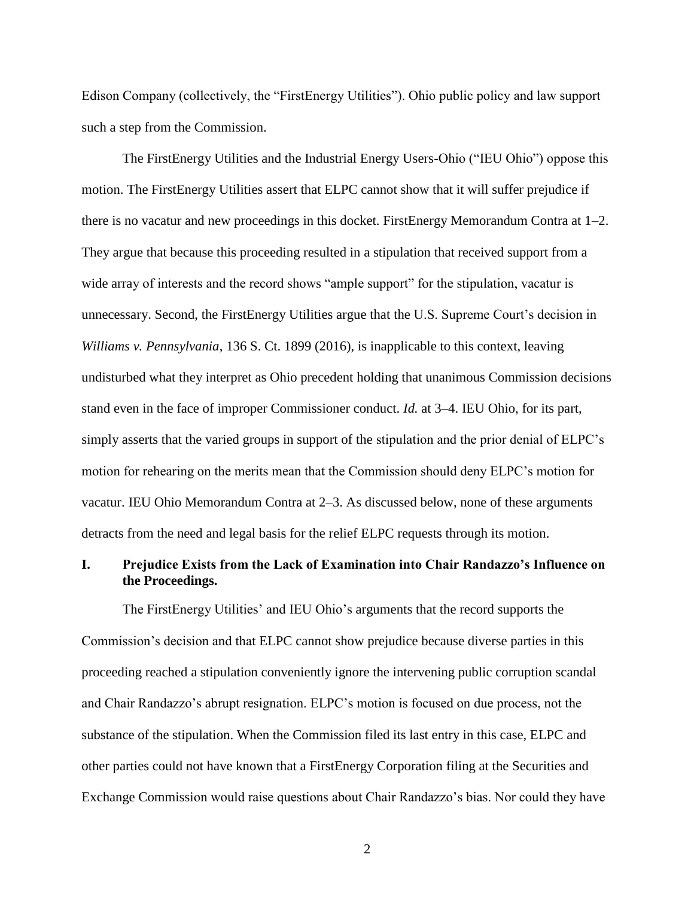Edison Company (collectively, the "FirstEnergy Utilities"). Ohio public policy and law support such a step from the Commission.

The FirstEnergy Utilities and the Industrial Energy Users-Ohio ("IEU Ohio") oppose this motion. The FirstEnergy Utilities assert that ELPC cannot show that it will suffer prejudice if there is no vacatur and new proceedings in this docket. FirstEnergy Memorandum Contra at 1–2. They argue that because this proceeding resulted in a stipulation that received support from a wide array of interests and the record shows "ample support" for the stipulation, vacatur is unnecessary. Second, the FirstEnergy Utilities argue that the U.S. Supreme Court's decision in *Williams v. Pennsylvania*, 136 S. Ct. 1899 (2016), is inapplicable to this context, leaving undisturbed what they interpret as Ohio precedent holding that unanimous Commission decisions stand even in the face of improper Commissioner conduct. *Id.* at 3–4. IEU Ohio, for its part, simply asserts that the varied groups in support of the stipulation and the prior denial of ELPC's motion for rehearing on the merits mean that the Commission should deny ELPC's motion for vacatur. IEU Ohio Memorandum Contra at 2–3. As discussed below, none of these arguments detracts from the need and legal basis for the relief ELPC requests through its motion.

## I. Prejudice Exists from the Lack of Examination into Chair Randazzo's Influence on the Proceedings.

The FirstEnergy Utilities' and IEU Ohio's arguments that the record supports the Commission's decision and that ELPC cannot show prejudice because diverse parties in this proceeding reached a stipulation conveniently ignore the intervening public corruption scandal and Chair Randazzo's abrupt resignation. ELPC's motion is focused on due process, not the substance of the stipulation. When the Commission filed its last entry in this case, ELPC and other parties could not have known that a FirstEnergy Corporation filing at the Securities and Exchange Commission would raise questions about Chair Randazzo's bias. Nor could they have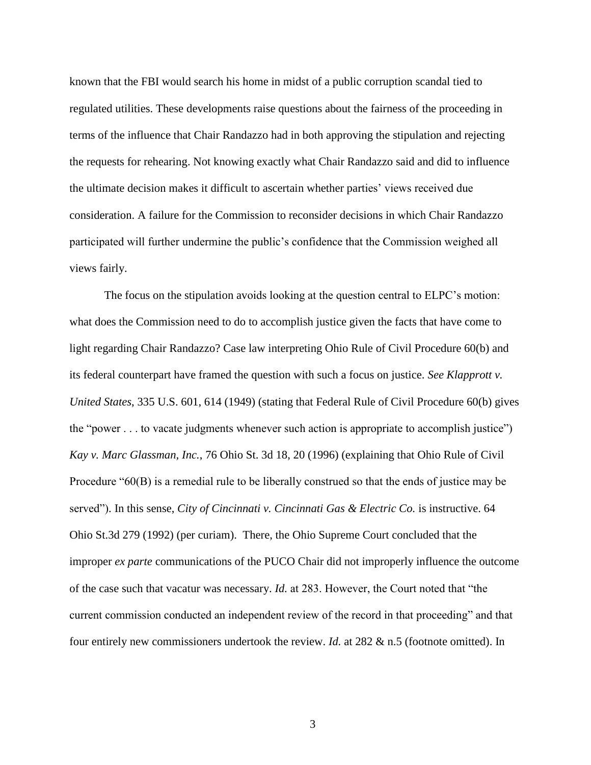known that the FBI would search his home in midst of a public corruption scandal tied to regulated utilities. These developments raise questions about the fairness of the proceeding in terms of the influence that Chair Randazzo had in both approving the stipulation and rejecting the requests for rehearing. Not knowing exactly what Chair Randazzo said and did to influence the ultimate decision makes it difficult to ascertain whether parties' views received due consideration. A failure for the Commission to reconsider decisions in which Chair Randazzo participated will further undermine the public's confidence that the Commission weighed all views fairly.

The focus on the stipulation avoids looking at the question central to ELPC's motion: what does the Commission need to do to accomplish justice given the facts that have come to light regarding Chair Randazzo? Case law interpreting Ohio Rule of Civil Procedure 60(b) and its federal counterpart have framed the question with such a focus on justice. *See Klapprott v. United States*, 335 U.S. 601, 614 (1949) (stating that Federal Rule of Civil Procedure 60(b) gives the "power . . . to vacate judgments whenever such action is appropriate to accomplish justice") *Kay v. Marc Glassman, Inc.*, 76 Ohio St. 3d 18, 20 (1996) (explaining that Ohio Rule of Civil Procedure "60(B) is a remedial rule to be liberally construed so that the ends of justice may be served"). In this sense, *City of Cincinnati v. Cincinnati Gas & Electric Co.* is instructive. 64 Ohio St.3d 279 (1992) (per curiam). There, the Ohio Supreme Court concluded that the improper *ex parte* communications of the PUCO Chair did not improperly influence the outcome of the case such that vacatur was necessary. *Id.* at 283. However, the Court noted that "the current commission conducted an independent review of the record in that proceeding" and that four entirely new commissioners undertook the review. *Id.* at 282 & n.5 (footnote omitted). In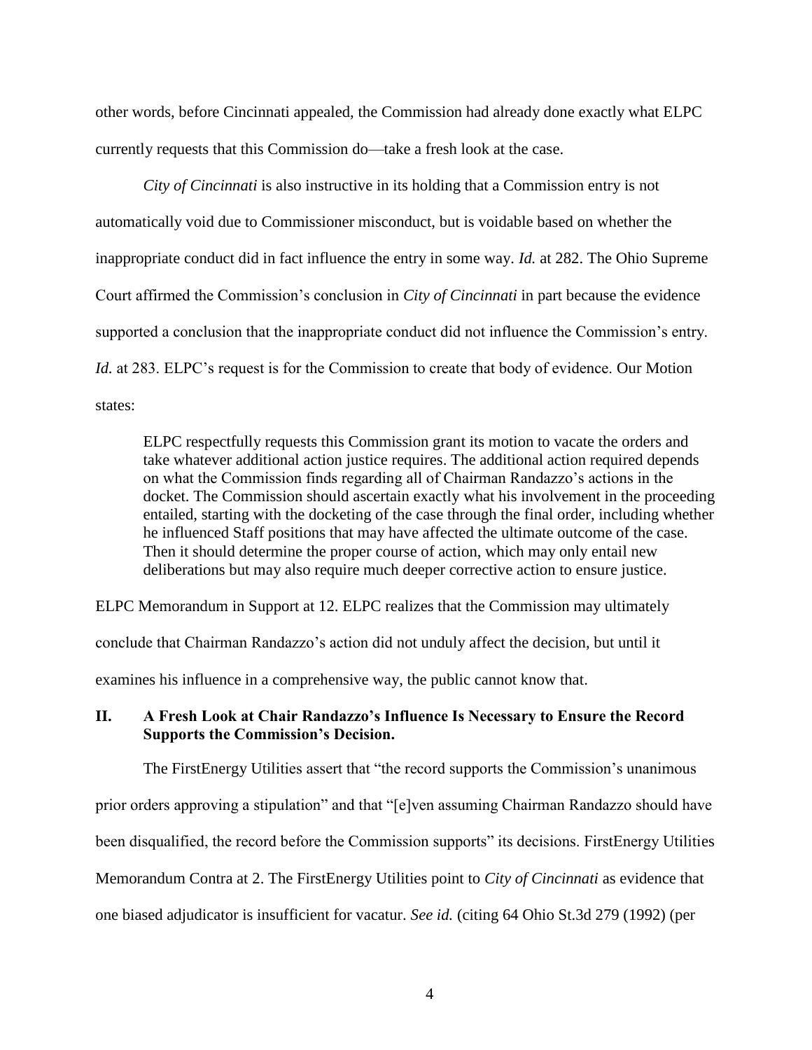other words, before Cincinnati appealed, the Commission had already done exactly what ELPC currently requests that this Commission do—take a fresh look at the case.

*City of Cincinnati* is also instructive in its holding that a Commission entry is not automatically void due to Commissioner misconduct, but is voidable based on whether the inappropriate conduct did in fact influence the entry in some way. *Id.* at 282. The Ohio Supreme Court affirmed the Commission's conclusion in *City of Cincinnati* in part because the evidence supported a conclusion that the inappropriate conduct did not influence the Commission's entry. *Id.* at 283. ELPC's request is for the Commission to create that body of evidence. Our Motion states:

> ELPC respectfully requests this Commission grant its motion to vacate the orders and take whatever additional action justice requires. The additional action required depends on what the Commission finds regarding all of Chairman Randazzo's actions in the docket. The Commission should ascertain exactly what his involvement in the proceeding entailed, starting with the docketing of the case through the final order, including whether he influenced Staff positions that may have affected the ultimate outcome of the case. Then it should determine the proper course of action, which may only entail new deliberations but may also require much deeper corrective action to ensure justice.

ELPC Memorandum in Support at 12. ELPC realizes that the Commission may ultimately conclude that Chairman Randazzo's action did not unduly affect the decision, but until it examines his influence in a comprehensive way, the public cannot know that.

## II. A Fresh Look at Chair Randazzo's Influence Is Necessary to Ensure the Record Supports the Commission's Decision.

The FirstEnergy Utilities assert that "the record supports the Commission's unanimous prior orders approving a stipulation" and that "[e]ven assuming Chairman Randazzo should have been disqualified, the record before the Commission supports" its decisions. FirstEnergy Utilities Memorandum Contra at 2. The FirstEnergy Utilities point to *City of Cincinnati* as evidence that one biased adjudicator is insufficient for vacatur. *See id.* (citing 64 Ohio St.3d 279 (1992) (per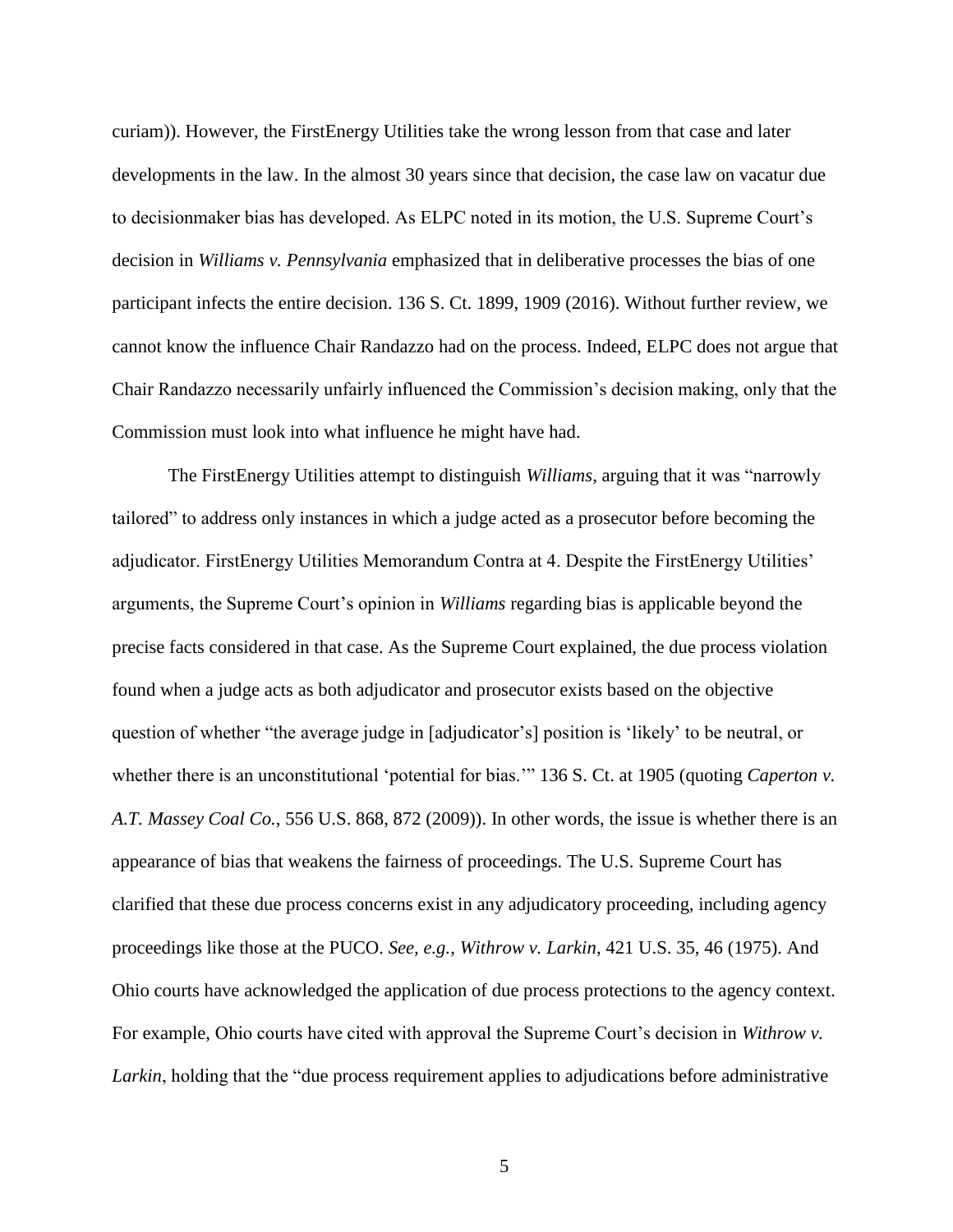curiam)). However, the FirstEnergy Utilities take the wrong lesson from that case and later developments in the law. In the almost 30 years since that decision, the case law on vacatur due to decisionmaker bias has developed. As ELPC noted in its motion, the U.S. Supreme Court's decision in *Williams v. Pennsylvania* emphasized that in deliberative processes the bias of one participant infects the entire decision. 136 S. Ct. 1899, 1909 (2016). Without further review, we cannot know the influence Chair Randazzo had on the process. Indeed, ELPC does not argue that Chair Randazzo necessarily unfairly influenced the Commission's decision making, only that the Commission must look into what influence he might have had.

The FirstEnergy Utilities attempt to distinguish *Williams*, arguing that it was "narrowly tailored" to address only instances in which a judge acted as a prosecutor before becoming the adjudicator. FirstEnergy Utilities Memorandum Contra at 4. Despite the FirstEnergy Utilities' arguments, the Supreme Court's opinion in *Williams* regarding bias is applicable beyond the precise facts considered in that case. As the Supreme Court explained, the due process violation found when a judge acts as both adjudicator and prosecutor exists based on the objective question of whether "the average judge in [adjudicator's] position is 'likely' to be neutral, or whether there is an unconstitutional 'potential for bias.'" 136 S. Ct. at 1905 (quoting *Caperton v. A.T. Massey Coal Co.*, 556 U.S. 868, 872 (2009)). In other words, the issue is whether there is an appearance of bias that weakens the fairness of proceedings. The U.S. Supreme Court has clarified that these due process concerns exist in any adjudicatory proceeding, including agency proceedings like those at the PUCO. *See, e.g.*, *Withrow v. Larkin*, 421 U.S. 35, 46 (1975). And Ohio courts have acknowledged the application of due process protections to the agency context. For example, Ohio courts have cited with approval the Supreme Court's decision in *Withrow v. Larkin*, holding that the "due process requirement applies to adjudications before administrative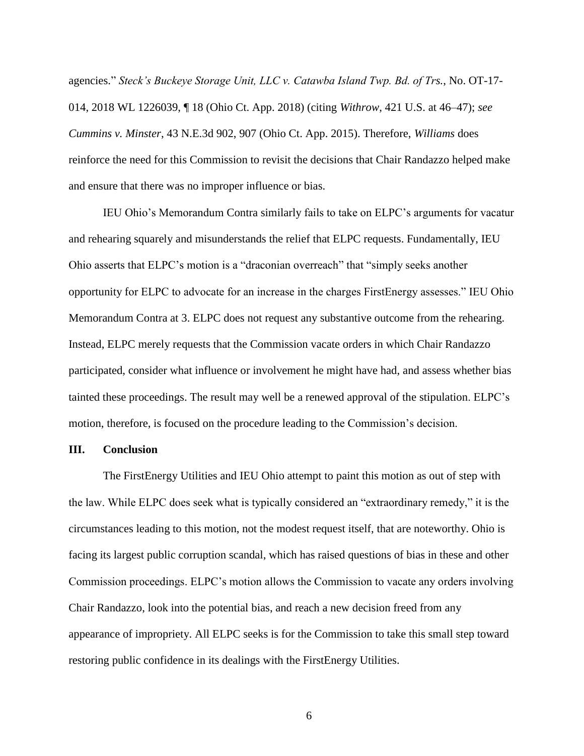agencies." *Steck's Buckeye Storage Unit, LLC v. Catawba Island Twp. Bd. of Trs.*, No. OT-17-014, 2018 WL 1226039, ¶ 18 (Ohio Ct. App. 2018) (citing *Withrow*, 421 U.S. at 46–47); *see Cummins v. Minster*, 43 N.E.3d 902, 907 (Ohio Ct. App. 2015). Therefore, *Williams* does reinforce the need for this Commission to revisit the decisions that Chair Randazzo helped make and ensure that there was no improper influence or bias.

IEU Ohio's Memorandum Contra similarly fails to take on ELPC's arguments for vacatur and rehearing squarely and misunderstands the relief that ELPC requests. Fundamentally, IEU Ohio asserts that ELPC's motion is a "draconian overreach" that "simply seeks another opportunity for ELPC to advocate for an increase in the charges FirstEnergy assesses." IEU Ohio Memorandum Contra at 3. ELPC does not request any substantive outcome from the rehearing. Instead, ELPC merely requests that the Commission vacate orders in which Chair Randazzo participated, consider what influence or involvement he might have had, and assess whether bias tainted these proceedings. The result may well be a renewed approval of the stipulation. ELPC's motion, therefore, is focused on the procedure leading to the Commission's decision.

## III. Conclusion

The FirstEnergy Utilities and IEU Ohio attempt to paint this motion as out of step with the law. While ELPC does seek what is typically considered an "extraordinary remedy," it is the circumstances leading to this motion, not the modest request itself, that are noteworthy. Ohio is facing its largest public corruption scandal, which has raised questions of bias in these and other Commission proceedings. ELPC's motion allows the Commission to vacate any orders involving Chair Randazzo, look into the potential bias, and reach a new decision freed from any appearance of impropriety. All ELPC seeks is for the Commission to take this small step toward restoring public confidence in its dealings with the FirstEnergy Utilities.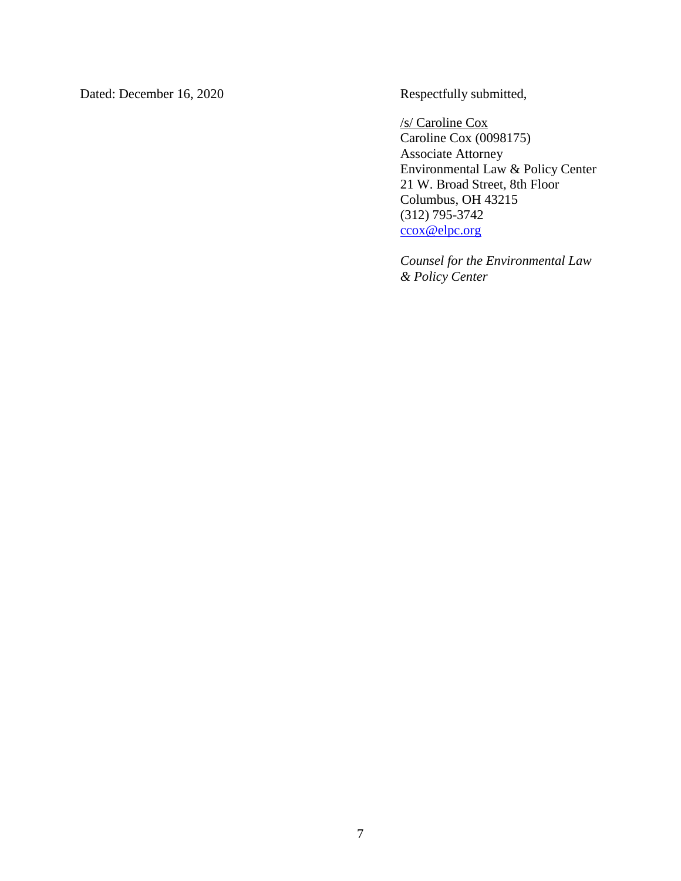Dated: December 16, 2020

Respectfully submitted,

/s/ Caroline Cox
Caroline Cox (0098175)
Associate Attorney
Environmental Law & Policy Center
21 W. Broad Street, 8th Floor
Columbus, OH 43215
(312) 795-3742
ccox@elpc.org

*Counsel for the Environmental Law & Policy Center*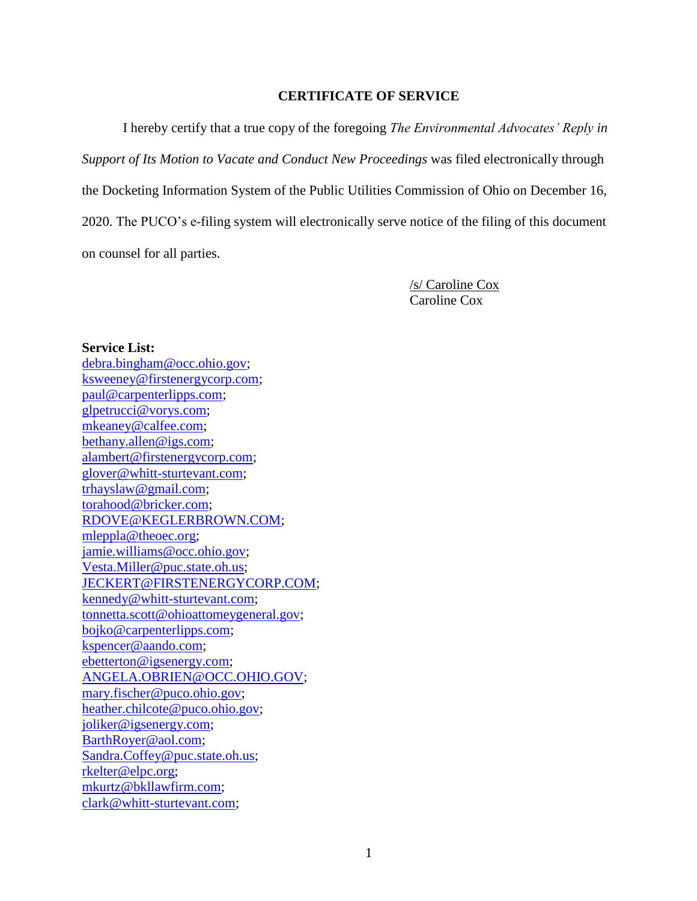## CERTIFICATE OF SERVICE

I hereby certify that a true copy of the foregoing *The Environmental Advocates' Reply in Support of Its Motion to Vacate and Conduct New Proceedings* was filed electronically through the Docketing Information System of the Public Utilities Commission of Ohio on December 16, 2020. The PUCO's e-filing system will electronically serve notice of the filing of this document on counsel for all parties.

/s/ Caroline Cox
Caroline Cox

**Service List:**
debra.bingham@occ.ohio.gov;
ksweeney@firstenergycorp.com;
paul@carpenterlipps.com;
glpetrucci@vorys.com;
mkeaney@calfee.com;
bethany.allen@igs.com;
alambert@firstenergycorp.com;
glover@whitt-sturtevant.com;
trhayslaw@gmail.com;
torahood@bricker.com;
RDOVE@KEGLERBROWN.COM;
mleppla@theoec.org;
jamie.williams@occ.ohio.gov;
Vesta.Miller@puc.state.oh.us;
JECKERT@FIRSTENERGYCORP.COM;
kennedy@whitt-sturtevant.com;
tonnetta.scott@ohioattomeygeneral.gov;
bojko@carpenterlipps.com;
kspencer@aando.com;
ebetterton@igsenergy.com;
ANGELA.OBRIEN@OCC.OHIO.GOV;
mary.fischer@puco.ohio.gov;
heather.chilcote@puco.ohio.gov;
joliker@igsenergy.com;
BarthRoyer@aol.com;
Sandra.Coffey@puc.state.oh.us;
rkelter@elpc.org;
mkurtz@bkllawfirm.com;
clark@whitt-sturtevant.com;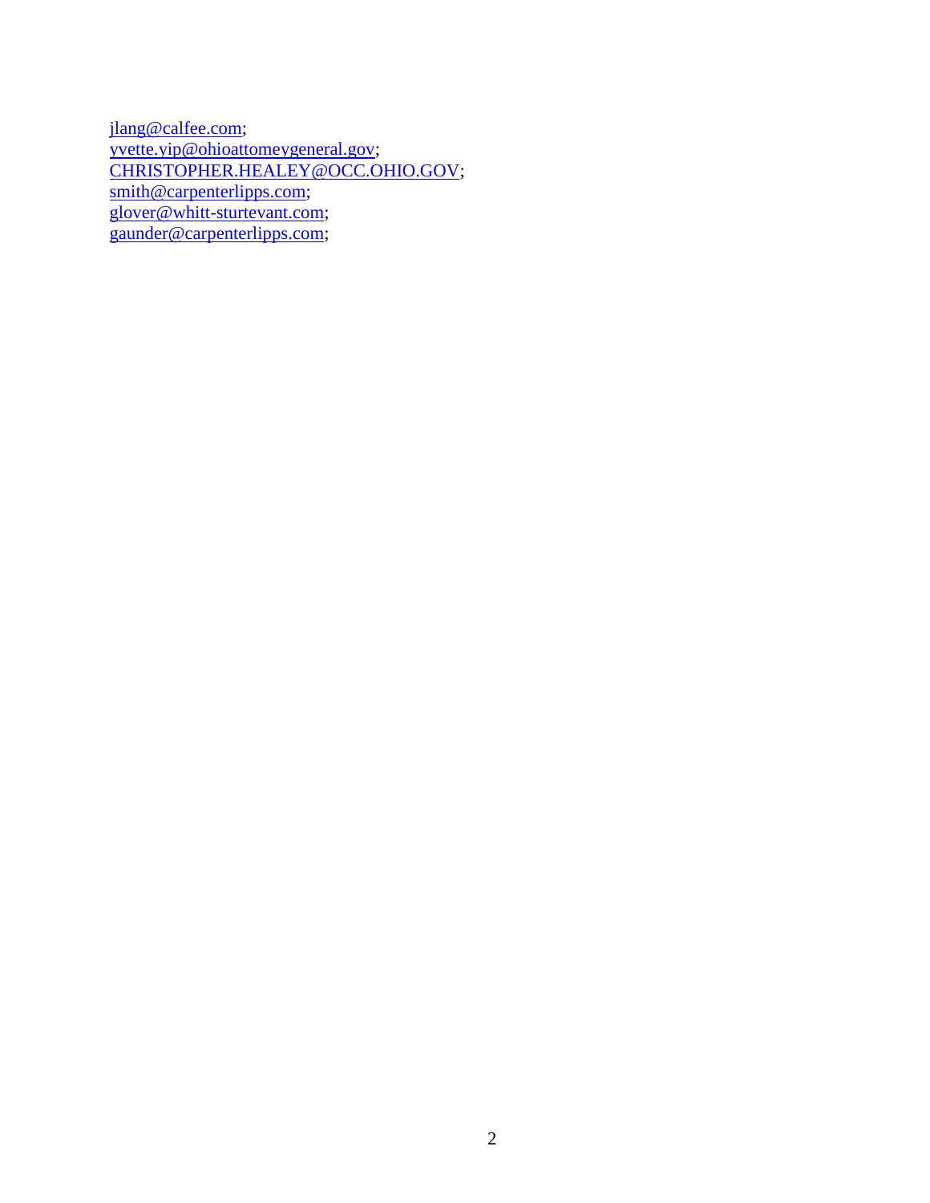jlang@calfee.com;
yvette.yip@ohioattorneygeneral.gov;
CHRISTOPHER.HEALEY@OCC.OHIO.GOV;
smith@carpenterlipps.com;
glover@whitt-sturtevant.com;
gaunder@carpenterlipps.com;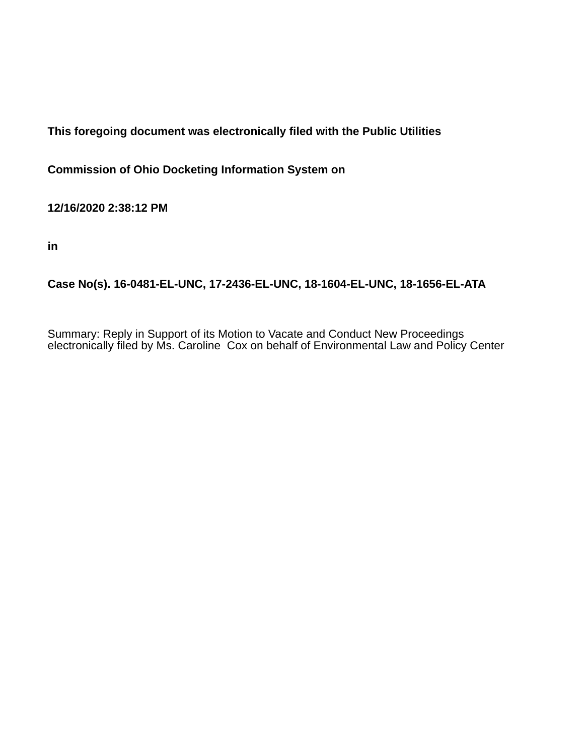**This foregoing document was electronically filed with the Public Utilities**

**Commission of Ohio Docketing Information System on**

**12/16/2020 2:38:12 PM**

**in**

**Case No(s). 16-0481-EL-UNC, 17-2436-EL-UNC, 18-1604-EL-UNC, 18-1656-EL-ATA**

Summary: Reply in Support of its Motion to Vacate and Conduct New Proceedings electronically filed by Ms. Caroline Cox on behalf of Environmental Law and Policy Center